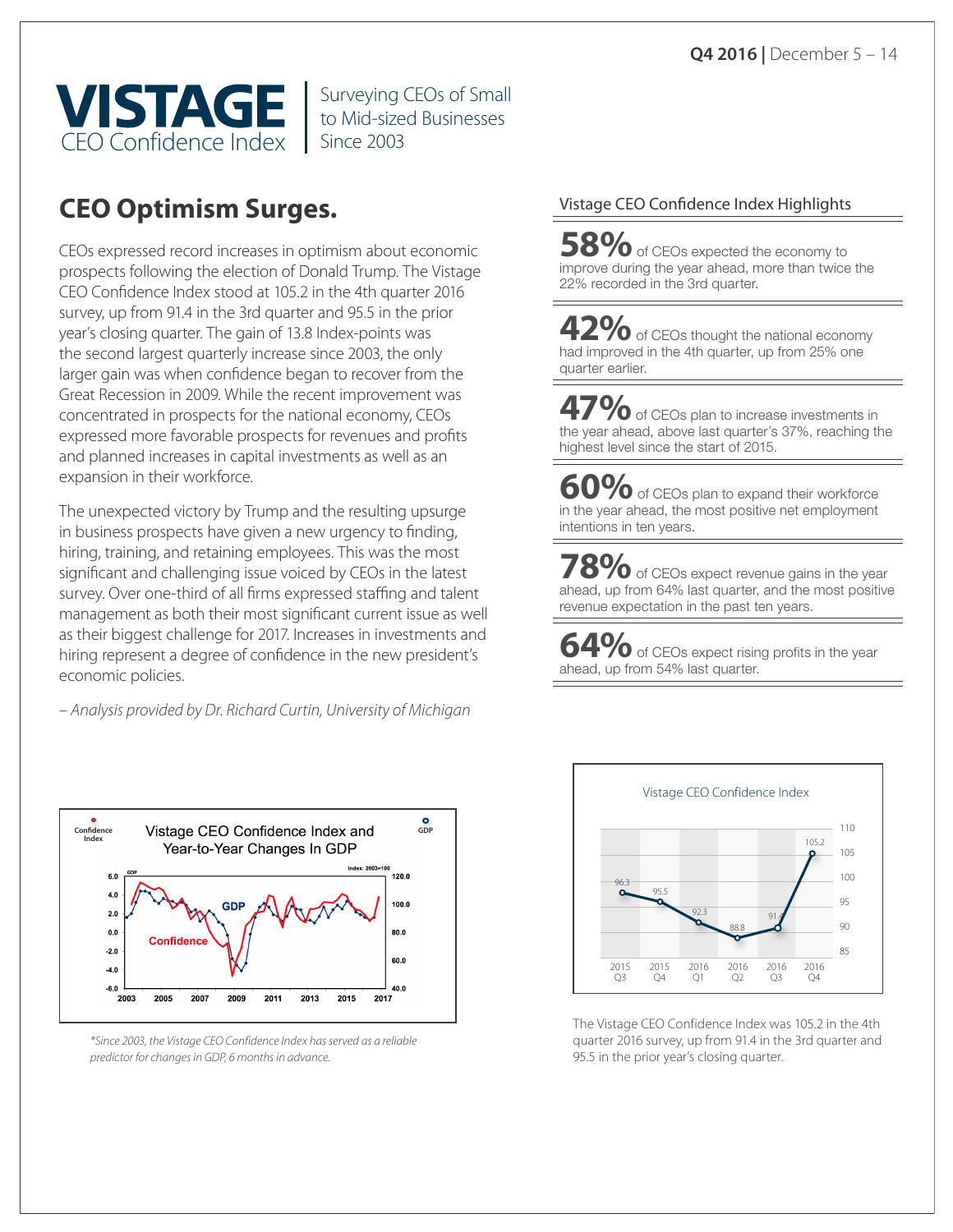Q4 2016 | December 5 – 14

# VISTAGE CEO Confidence Index

Surveying CEOs of Small to Mid-sized Businesses Since 2003

## CEO Optimism Surges.

CEOs expressed record increases in optimism about economic prospects following the election of Donald Trump. The Vistage CEO Confidence Index stood at 105.2 in the 4th quarter 2016 survey, up from 91.4 in the 3rd quarter and 95.5 in the prior year's closing quarter. The gain of 13.8 Index-points was the second largest quarterly increase since 2003, the only larger gain was when confidence began to recover from the Great Recession in 2009. While the recent improvement was concentrated in prospects for the national economy, CEOs expressed more favorable prospects for revenues and profits and planned increases in capital investments as well as an expansion in their workforce.

The unexpected victory by Trump and the resulting upsurge in business prospects have given a new urgency to finding, hiring, training, and retaining employees. This was the most significant and challenging issue voiced by CEOs in the latest survey. Over one-third of all firms expressed staffing and talent management as both their most significant current issue as well as their biggest challenge for 2017. Increases in investments and hiring represent a degree of confidence in the new president's economic policies.

*– Analysis provided by Dr. Richard Curtin, University of Michigan*

### Vistage CEO Confidence Index Highlights

**58%** of CEOs expected the economy to improve during the year ahead, more than twice the 22% recorded in the 3rd quarter.

**42%** of CEOs thought the national economy had improved in the 4th quarter, up from 25% one quarter earlier.

**47%** of CEOs plan to increase investments in the year ahead, above last quarter's 37%, reaching the highest level since the start of 2015.

**60%** of CEOs plan to expand their workforce in the year ahead, the most positive net employment intentions in ten years.

**78%** of CEOs expect revenue gains in the year ahead, up from 64% last quarter, and the most positive revenue expectation in the past ten years.

**64%** of CEOs expect rising profits in the year ahead, up from 54% last quarter.

**Vistage CEO Confidence Index and Year-to-Year Changes In GDP**

*\*Since 2003, the Vistage CEO Confidence Index has served as a reliable predictor for changes in GDP, 6 months in advance.*

**Vistage CEO Confidence Index**

| 2015 Q3 | 2015 Q4 | 2016 Q1 | 2016 Q2 | 2016 Q3 | 2016 Q4 |
|---|---|---|---|---|---|
| 96.3 | 95.5 | 92.3 | 88.8 | 91.4 | 105.2 |

The Vistage CEO Confidence Index was 105.2 in the 4th quarter 2016 survey, up from 91.4 in the 3rd quarter and 95.5 in the prior year's closing quarter.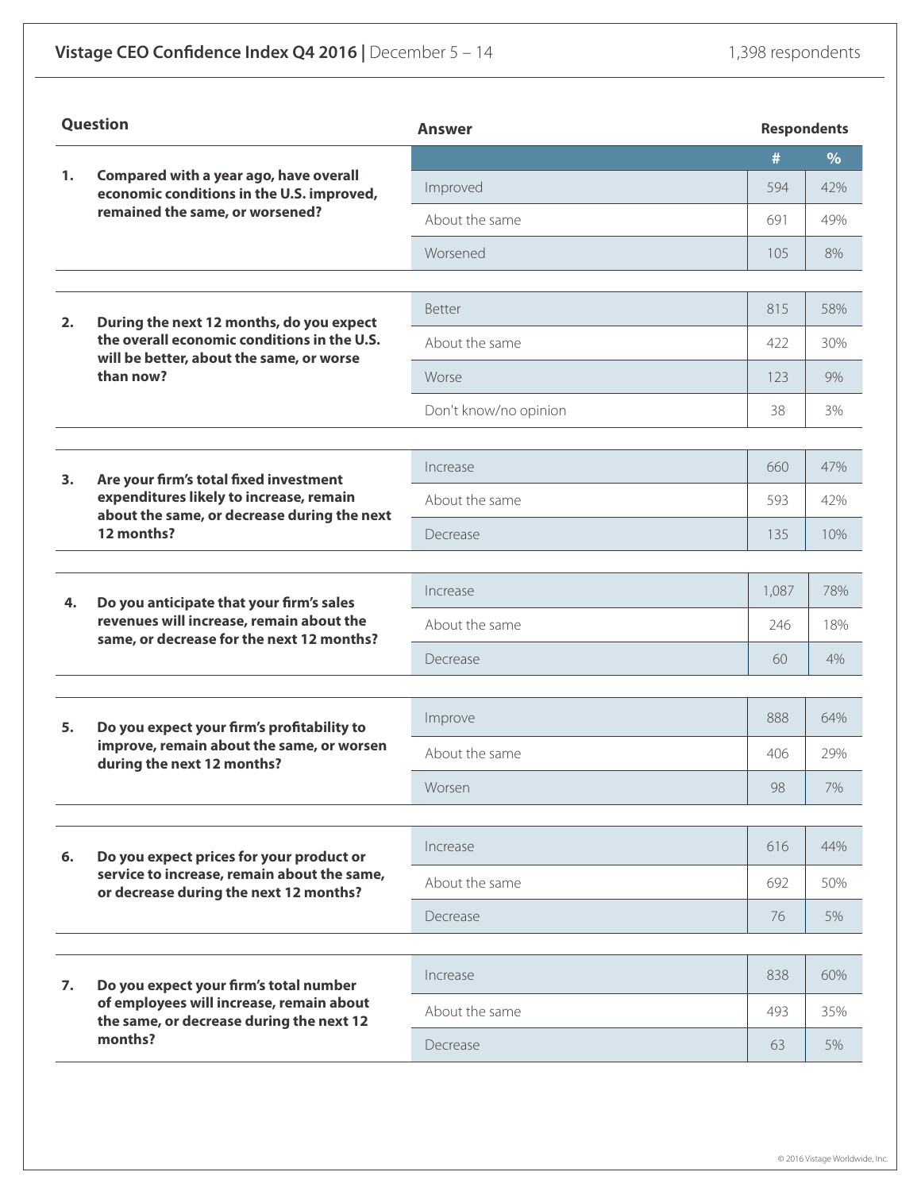## Vistage CEO Confidence Index Q4 2016 | December 5 – 14

1,398 respondents

| Question | Answer | # | % |
|---|---|---|---|
| **1. Compared with a year ago, have overall economic conditions in the U.S. improved, remained the same, or worsened?** | Improved | 594 | 42% |
| | About the same | 691 | 49% |
| | Worsened | 105 | 8% |
| **2. During the next 12 months, do you expect the overall economic conditions in the U.S. will be better, about the same, or worse than now?** | Better | 815 | 58% |
| | About the same | 422 | 30% |
| | Worse | 123 | 9% |
| | Don't know/no opinion | 38 | 3% |
| **3. Are your firm's total fixed investment expenditures likely to increase, remain about the same, or decrease during the next 12 months?** | Increase | 660 | 47% |
| | About the same | 593 | 42% |
| | Decrease | 135 | 10% |
| **4. Do you anticipate that your firm's sales revenues will increase, remain about the same, or decrease for the next 12 months?** | Increase | 1,087 | 78% |
| | About the same | 246 | 18% |
| | Decrease | 60 | 4% |
| **5. Do you expect your firm's profitability to improve, remain about the same, or worsen during the next 12 months?** | Improve | 888 | 64% |
| | About the same | 406 | 29% |
| | Worsen | 98 | 7% |
| **6. Do you expect prices for your product or service to increase, remain about the same, or decrease during the next 12 months?** | Increase | 616 | 44% |
| | About the same | 692 | 50% |
| | Decrease | 76 | 5% |
| **7. Do you expect your firm's total number of employees will increase, remain about the same, or decrease during the next 12 months?** | Increase | 838 | 60% |
| | About the same | 493 | 35% |
| | Decrease | 63 | 5% |

© 2016 Vistage Worldwide, Inc.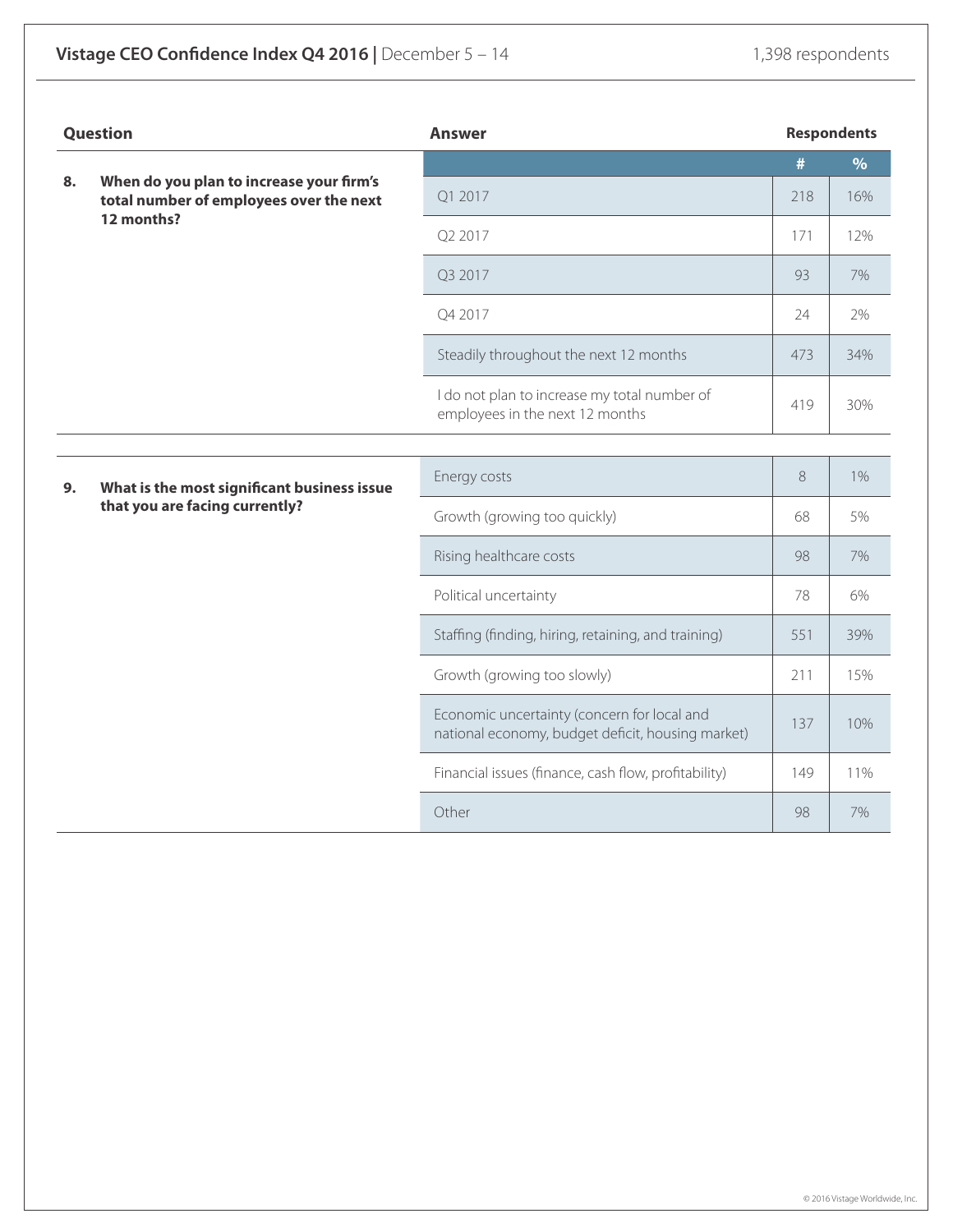## Vistage CEO Confidence Index Q4 2016 | December 5 – 14

1,398 respondents

| Question | Answer | # | % |
|---|---|---|---|
| **8. When do you plan to increase your firm's total number of employees over the next 12 months?** | Q1 2017 | 218 | 16% |
| | Q2 2017 | 171 | 12% |
| | Q3 2017 | 93 | 7% |
| | Q4 2017 | 24 | 2% |
| | Steadily throughout the next 12 months | 473 | 34% |
| | I do not plan to increase my total number of employees in the next 12 months | 419 | 30% |
| **9. What is the most significant business issue that you are facing currently?** | Energy costs | 8 | 1% |
| | Growth (growing too quickly) | 68 | 5% |
| | Rising healthcare costs | 98 | 7% |
| | Political uncertainty | 78 | 6% |
| | Staffing (finding, hiring, retaining, and training) | 551 | 39% |
| | Growth (growing too slowly) | 211 | 15% |
| | Economic uncertainty (concern for local and national economy, budget deficit, housing market) | 137 | 10% |
| | Financial issues (finance, cash flow, profitability) | 149 | 11% |
| | Other | 98 | 7% |

© 2016 Vistage Worldwide, Inc.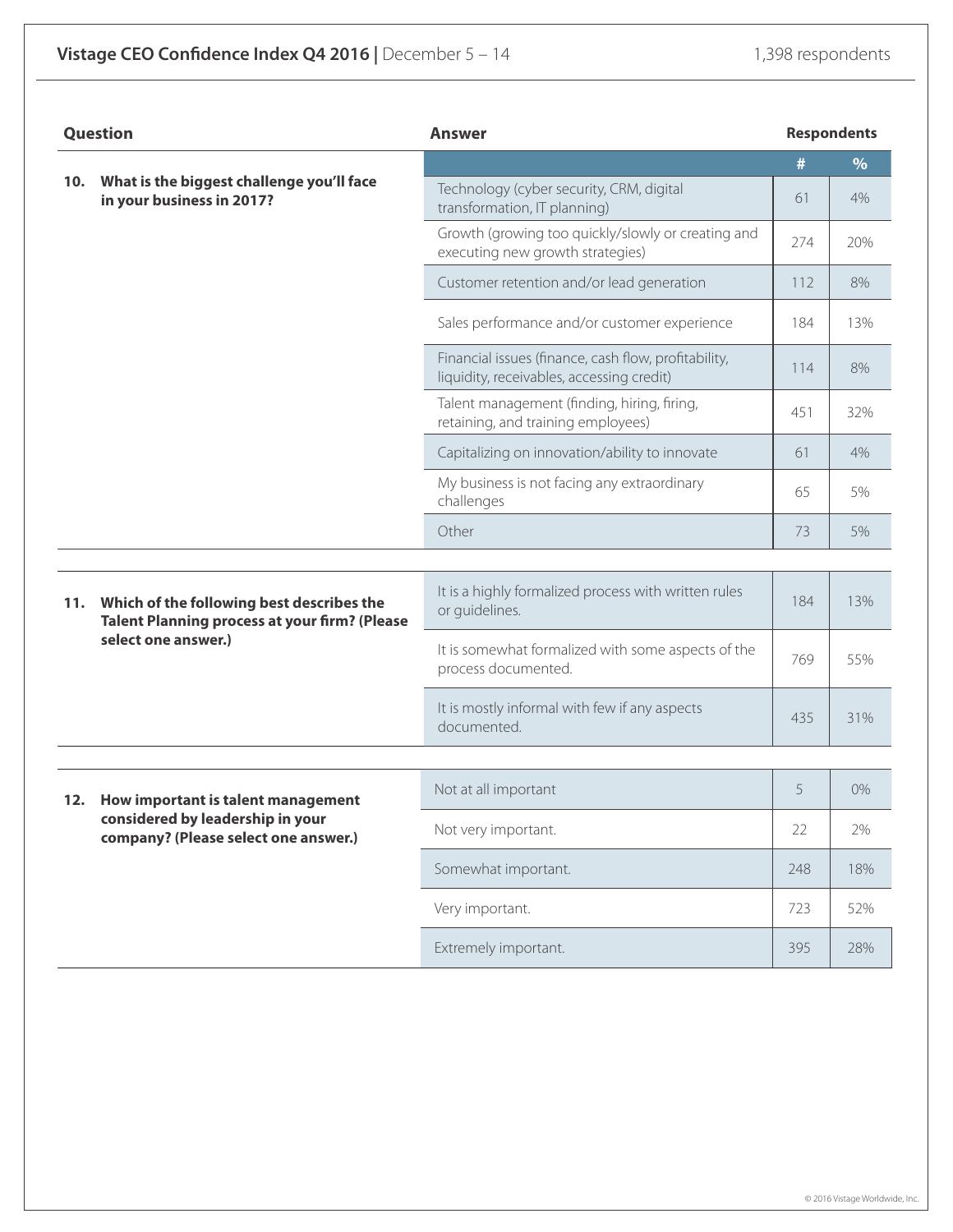| Question | Answer | # | % |
|---|---|---|---|
| **10. What is the biggest challenge you'll face in your business in 2017?** | Technology (cyber security, CRM, digital transformation, IT planning) | 61 | 4% |
| | Growth (growing too quickly/slowly or creating and executing new growth strategies) | 274 | 20% |
| | Customer retention and/or lead generation | 112 | 8% |
| | Sales performance and/or customer experience | 184 | 13% |
| | Financial issues (finance, cash flow, profitability, liquidity, receivables, accessing credit) | 114 | 8% |
| | Talent management (finding, hiring, firing, retaining, and training employees) | 451 | 32% |
| | Capitalizing on innovation/ability to innovate | 61 | 4% |
| | My business is not facing any extraordinary challenges | 65 | 5% |
| | Other | 73 | 5% |
| **11. Which of the following best describes the Talent Planning process at your firm? (Please select one answer.)** | It is a highly formalized process with written rules or guidelines. | 184 | 13% |
| | It is somewhat formalized with some aspects of the process documented. | 769 | 55% |
| | It is mostly informal with few if any aspects documented. | 435 | 31% |
| **12. How important is talent management considered by leadership in your company? (Please select one answer.)** | Not at all important | 5 | 0% |
| | Not very important. | 22 | 2% |
| | Somewhat important. | 248 | 18% |
| | Very important. | 723 | 52% |
| | Extremely important. | 395 | 28% |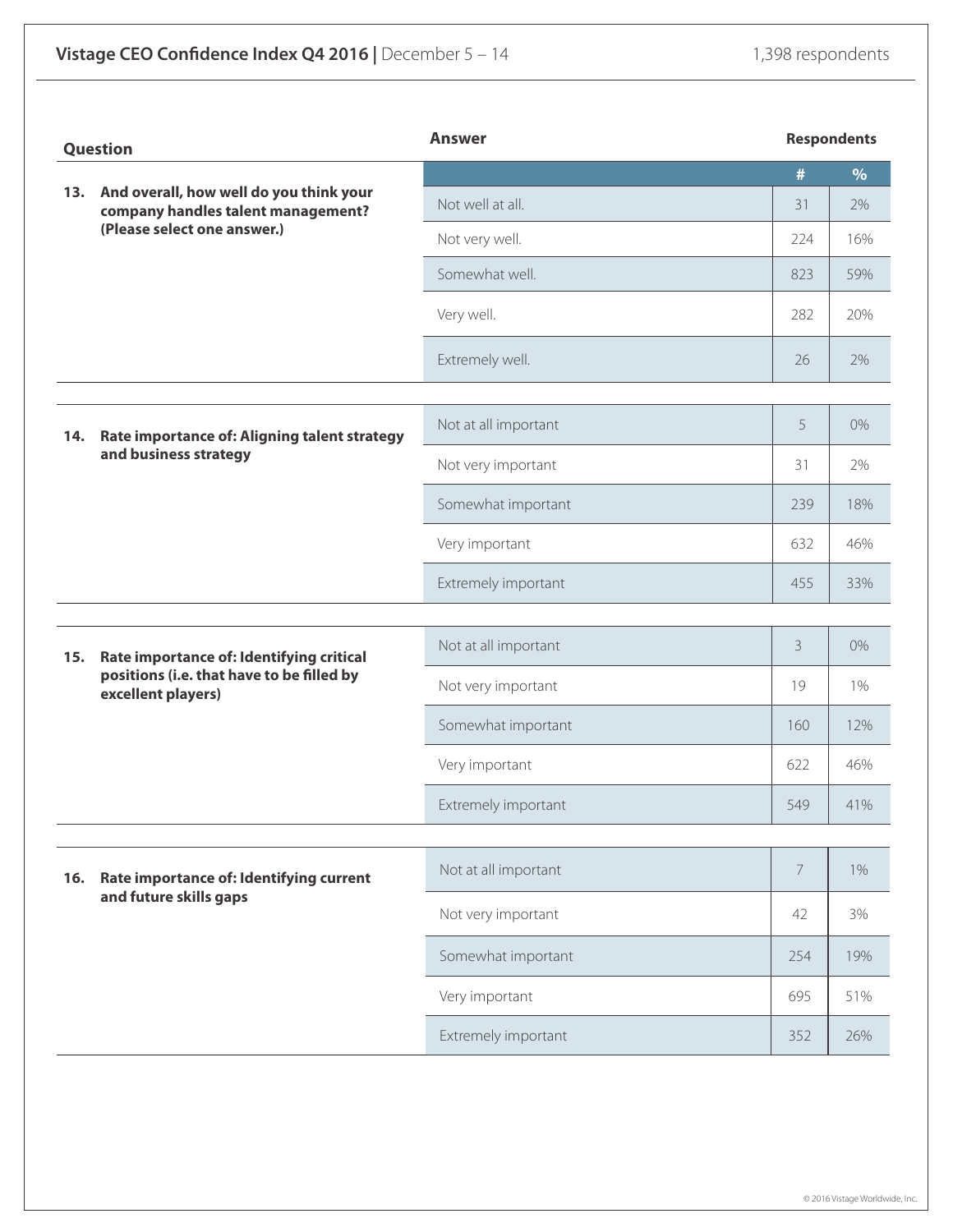| Question | Answer | # | % |
|---|---|---|---|
| **13. And overall, how well do you think your company handles talent management? (Please select one answer.)** | Not well at all. | 31 | 2% |
| | Not very well. | 224 | 16% |
| | Somewhat well. | 823 | 59% |
| | Very well. | 282 | 20% |
| | Extremely well. | 26 | 2% |
| **14. Rate importance of: Aligning talent strategy and business strategy** | Not at all important | 5 | 0% |
| | Not very important | 31 | 2% |
| | Somewhat important | 239 | 18% |
| | Very important | 632 | 46% |
| | Extremely important | 455 | 33% |
| **15. Rate importance of: Identifying critical positions (i.e. that have to be filled by excellent players)** | Not at all important | 3 | 0% |
| | Not very important | 19 | 1% |
| | Somewhat important | 160 | 12% |
| | Very important | 622 | 46% |
| | Extremely important | 549 | 41% |
| **16. Rate importance of: Identifying current and future skills gaps** | Not at all important | 7 | 1% |
| | Not very important | 42 | 3% |
| | Somewhat important | 254 | 19% |
| | Very important | 695 | 51% |
| | Extremely important | 352 | 26% |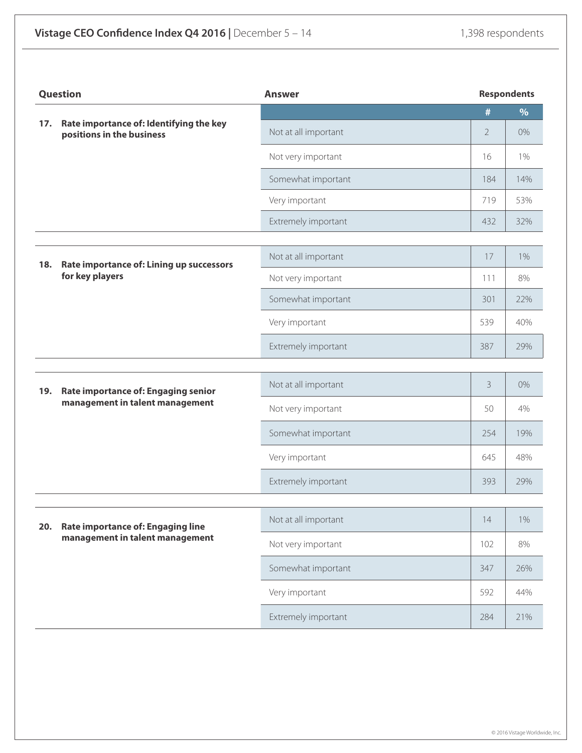| Question | Answer | Respondents # | Respondents % |
|---|---|---|---|
| 17. Rate importance of: Identifying the key positions in the business | Not at all important | 2 | 0% |
| | Not very important | 16 | 1% |
| | Somewhat important | 184 | 14% |
| | Very important | 719 | 53% |
| | Extremely important | 432 | 32% |
| 18. Rate importance of: Lining up successors for key players | Not at all important | 17 | 1% |
| | Not very important | 111 | 8% |
| | Somewhat important | 301 | 22% |
| | Very important | 539 | 40% |
| | Extremely important | 387 | 29% |
| 19. Rate importance of: Engaging senior management in talent management | Not at all important | 3 | 0% |
| | Not very important | 50 | 4% |
| | Somewhat important | 254 | 19% |
| | Very important | 645 | 48% |
| | Extremely important | 393 | 29% |
| 20. Rate importance of: Engaging line management in talent management | Not at all important | 14 | 1% |
| | Not very important | 102 | 8% |
| | Somewhat important | 347 | 26% |
| | Very important | 592 | 44% |
| | Extremely important | 284 | 21% |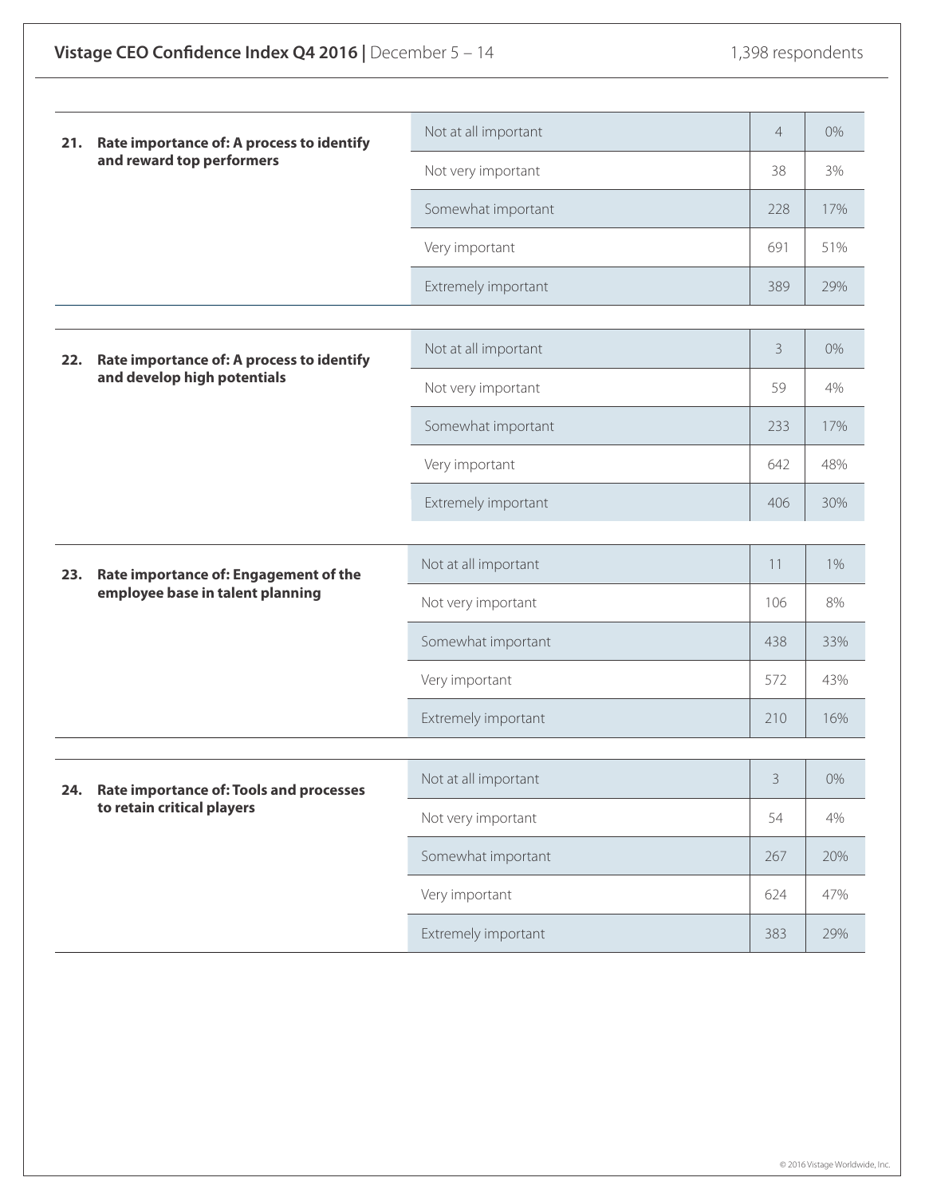**21. Rate importance of: A process to identify and reward top performers**

| Response | Count | % |
|---|---|---|
| Not at all important | 4 | 0% |
| Not very important | 38 | 3% |
| Somewhat important | 228 | 17% |
| Very important | 691 | 51% |
| Extremely important | 389 | 29% |

**22. Rate importance of: A process to identify and develop high potentials**

| Response | Count | % |
|---|---|---|
| Not at all important | 3 | 0% |
| Not very important | 59 | 4% |
| Somewhat important | 233 | 17% |
| Very important | 642 | 48% |
| Extremely important | 406 | 30% |

**23. Rate importance of: Engagement of the employee base in talent planning**

| Response | Count | % |
|---|---|---|
| Not at all important | 11 | 1% |
| Not very important | 106 | 8% |
| Somewhat important | 438 | 33% |
| Very important | 572 | 43% |
| Extremely important | 210 | 16% |

**24. Rate importance of: Tools and processes to retain critical players**

| Response | Count | % |
|---|---|---|
| Not at all important | 3 | 0% |
| Not very important | 54 | 4% |
| Somewhat important | 267 | 20% |
| Very important | 624 | 47% |
| Extremely important | 383 | 29% |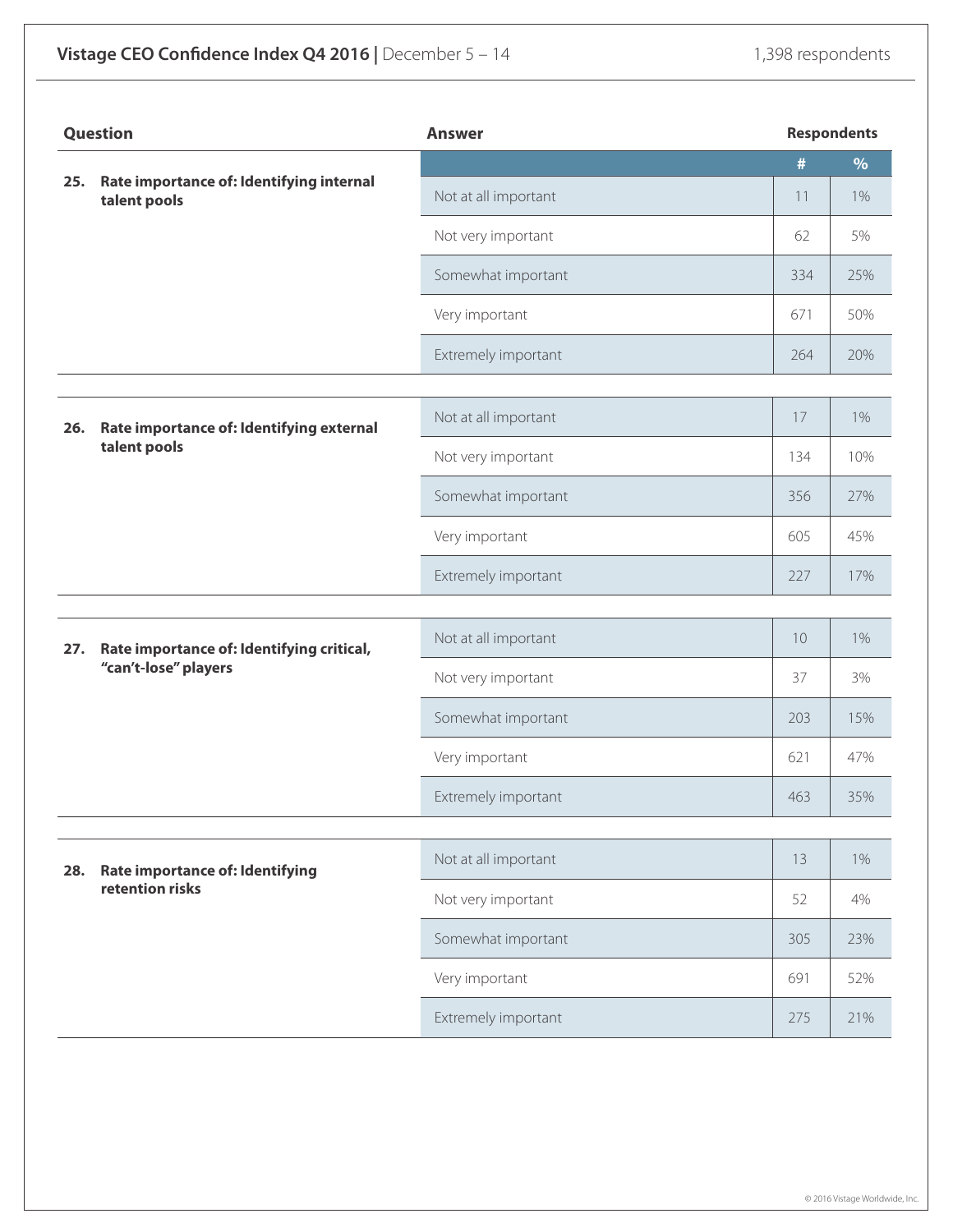| Question | Answer | # | % |
|---|---|---|---|
| **25. Rate importance of: Identifying internal talent pools** | Not at all important | 11 | 1% |
| | Not very important | 62 | 5% |
| | Somewhat important | 334 | 25% |
| | Very important | 671 | 50% |
| | Extremely important | 264 | 20% |
| **26. Rate importance of: Identifying external talent pools** | Not at all important | 17 | 1% |
| | Not very important | 134 | 10% |
| | Somewhat important | 356 | 27% |
| | Very important | 605 | 45% |
| | Extremely important | 227 | 17% |
| **27. Rate importance of: Identifying critical, "can't-lose" players** | Not at all important | 10 | 1% |
| | Not very important | 37 | 3% |
| | Somewhat important | 203 | 15% |
| | Very important | 621 | 47% |
| | Extremely important | 463 | 35% |
| **28. Rate importance of: Identifying retention risks** | Not at all important | 13 | 1% |
| | Not very important | 52 | 4% |
| | Somewhat important | 305 | 23% |
| | Very important | 691 | 52% |
| | Extremely important | 275 | 21% |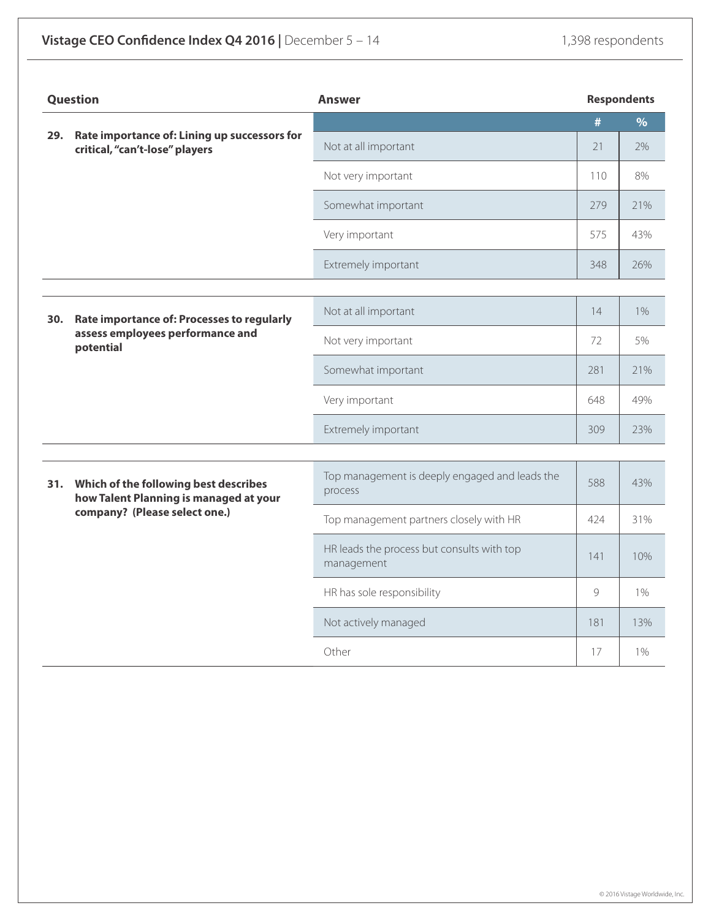| Question | Answer | Respondents # | Respondents % |
|---|---|---|---|
| **29. Rate importance of: Lining up successors for critical, "can't-lose" players** | Not at all important | 21 | 2% |
| | Not very important | 110 | 8% |
| | Somewhat important | 279 | 21% |
| | Very important | 575 | 43% |
| | Extremely important | 348 | 26% |
| **30. Rate importance of: Processes to regularly assess employees performance and potential** | Not at all important | 14 | 1% |
| | Not very important | 72 | 5% |
| | Somewhat important | 281 | 21% |
| | Very important | 648 | 49% |
| | Extremely important | 309 | 23% |
| **31. Which of the following best describes how Talent Planning is managed at your company? (Please select one.)** | Top management is deeply engaged and leads the process | 588 | 43% |
| | Top management partners closely with HR | 424 | 31% |
| | HR leads the process but consults with top management | 141 | 10% |
| | HR has sole responsibility | 9 | 1% |
| | Not actively managed | 181 | 13% |
| | Other | 17 | 1% |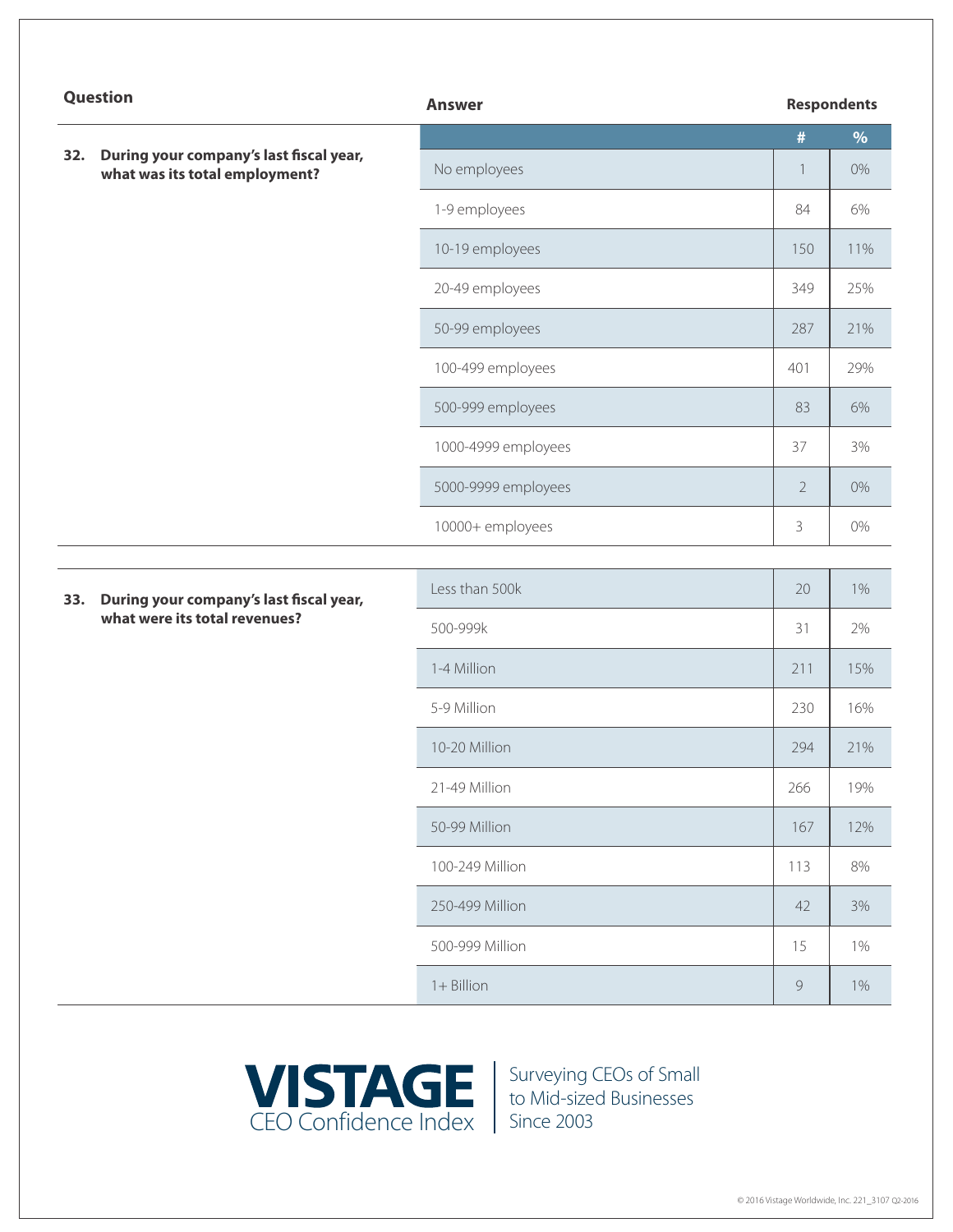| Question | Answer | Respondents # | Respondents % |
|---|---|---|---|
| **32. During your company's last fiscal year, what was its total employment?** | No employees | 1 | 0% |
| | 1-9 employees | 84 | 6% |
| | 10-19 employees | 150 | 11% |
| | 20-49 employees | 349 | 25% |
| | 50-99 employees | 287 | 21% |
| | 100-499 employees | 401 | 29% |
| | 500-999 employees | 83 | 6% |
| | 1000-4999 employees | 37 | 3% |
| | 5000-9999 employees | 2 | 0% |
| | 10000+ employees | 3 | 0% |
| **33. During your company's last fiscal year, what were its total revenues?** | Less than 500k | 20 | 1% |
| | 500-999k | 31 | 2% |
| | 1-4 Million | 211 | 15% |
| | 5-9 Million | 230 | 16% |
| | 10-20 Million | 294 | 21% |
| | 21-49 Million | 266 | 19% |
| | 50-99 Million | 167 | 12% |
| | 100-249 Million | 113 | 8% |
| | 250-499 Million | 42 | 3% |
| | 500-999 Million | 15 | 1% |
| | 1+ Billion | 9 | 1% |

**VISTAGE** CEO Confidence Index

Surveying CEOs of Small to Mid-sized Businesses Since 2003

© 2016 Vistage Worldwide, Inc. 221_3107 Q2-2016